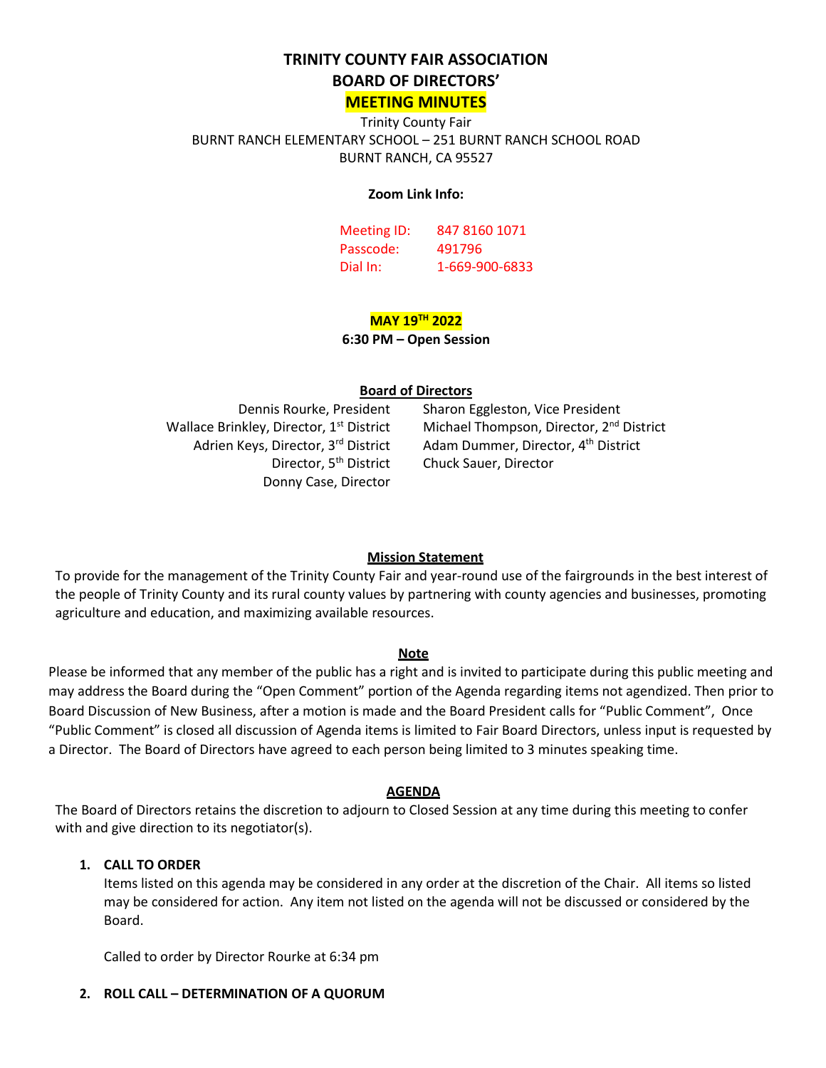# TRINITY COUNTY FAIR ASSOCIATION
# BOARD OF DIRECTORS'
# MEETING MINUTES

Trinity County Fair
BURNT RANCH ELEMENTARY SCHOOL – 251 BURNT RANCH SCHOOL ROAD
BURNT RANCH, CA 95527

**Zoom Link Info:**

Meeting ID: 847 8160 1071
Passcode: 491796
Dial In: 1-669-900-6833

**MAY 19TH 2022**
**6:30 PM – Open Session**

## Board of Directors

Dennis Rourke, President
Sharon Eggleston, Vice President
Wallace Brinkley, Director, 1st District
Michael Thompson, Director, 2nd District
Adrien Keys, Director, 3rd District
Adam Dummer, Director, 4th District
Director, 5th District
Chuck Sauer, Director
Donny Case, Director

## Mission Statement

To provide for the management of the Trinity County Fair and year-round use of the fairgrounds in the best interest of the people of Trinity County and its rural county values by partnering with county agencies and businesses, promoting agriculture and education, and maximizing available resources.

## Note

Please be informed that any member of the public has a right and is invited to participate during this public meeting and may address the Board during the "Open Comment" portion of the Agenda regarding items not agendized. Then prior to Board Discussion of New Business, after a motion is made and the Board President calls for "Public Comment", Once "Public Comment" is closed all discussion of Agenda items is limited to Fair Board Directors, unless input is requested by a Director. The Board of Directors have agreed to each person being limited to 3 minutes speaking time.

## AGENDA

The Board of Directors retains the discretion to adjourn to Closed Session at any time during this meeting to confer with and give direction to its negotiator(s).

1. **CALL TO ORDER**

   Items listed on this agenda may be considered in any order at the discretion of the Chair. All items so listed may be considered for action. Any item not listed on the agenda will not be discussed or considered by the Board.

   Called to order by Director Rourke at 6:34 pm

2. **ROLL CALL – DETERMINATION OF A QUORUM**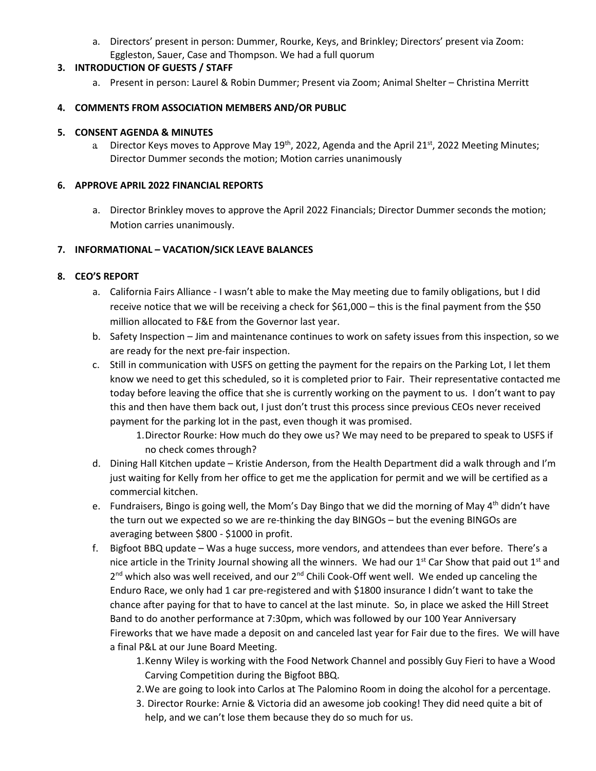a. Directors' present in person: Dummer, Rourke, Keys, and Brinkley; Directors' present via Zoom: Eggleston, Sauer, Case and Thompson. We had a full quorum

**3. INTRODUCTION OF GUESTS / STAFF**

a. Present in person: Laurel & Robin Dummer; Present via Zoom; Animal Shelter – Christina Merritt

**4. COMMENTS FROM ASSOCIATION MEMBERS AND/OR PUBLIC**

**5. CONSENT AGENDA & MINUTES**

a. Director Keys moves to Approve May 19th, 2022, Agenda and the April 21st, 2022 Meeting Minutes; Director Dummer seconds the motion; Motion carries unanimously

**6. APPROVE APRIL 2022 FINANCIAL REPORTS**

a. Director Brinkley moves to approve the April 2022 Financials; Director Dummer seconds the motion; Motion carries unanimously.

**7. INFORMATIONAL – VACATION/SICK LEAVE BALANCES**

**8. CEO'S REPORT**

a. California Fairs Alliance - I wasn't able to make the May meeting due to family obligations, but I did receive notice that we will be receiving a check for $61,000 – this is the final payment from the $50 million allocated to F&E from the Governor last year.

b. Safety Inspection – Jim and maintenance continues to work on safety issues from this inspection, so we are ready for the next pre-fair inspection.

c. Still in communication with USFS on getting the payment for the repairs on the Parking Lot, I let them know we need to get this scheduled, so it is completed prior to Fair. Their representative contacted me today before leaving the office that she is currently working on the payment to us. I don't want to pay this and then have them back out, I just don't trust this process since previous CEOs never received payment for the parking lot in the past, even though it was promised.

   1. Director Rourke: How much do they owe us? We may need to be prepared to speak to USFS if no check comes through?

d. Dining Hall Kitchen update – Kristie Anderson, from the Health Department did a walk through and I'm just waiting for Kelly from her office to get me the application for permit and we will be certified as a commercial kitchen.

e. Fundraisers, Bingo is going well, the Mom's Day Bingo that we did the morning of May 4th didn't have the turn out we expected so we are re-thinking the day BINGOs – but the evening BINGOs are averaging between $800 - $1000 in profit.

f. Bigfoot BBQ update – Was a huge success, more vendors, and attendees than ever before. There's a nice article in the Trinity Journal showing all the winners. We had our 1st Car Show that paid out 1st and 2nd which also was well received, and our 2nd Chili Cook-Off went well. We ended up canceling the Enduro Race, we only had 1 car pre-registered and with $1800 insurance I didn't want to take the chance after paying for that to have to cancel at the last minute. So, in place we asked the Hill Street Band to do another performance at 7:30pm, which was followed by our 100 Year Anniversary Fireworks that we have made a deposit on and canceled last year for Fair due to the fires. We will have a final P&L at our June Board Meeting.

   1. Kenny Wiley is working with the Food Network Channel and possibly Guy Fieri to have a Wood Carving Competition during the Bigfoot BBQ.
   2. We are going to look into Carlos at The Palomino Room in doing the alcohol for a percentage.
   3. Director Rourke: Arnie & Victoria did an awesome job cooking! They did need quite a bit of help, and we can't lose them because they do so much for us.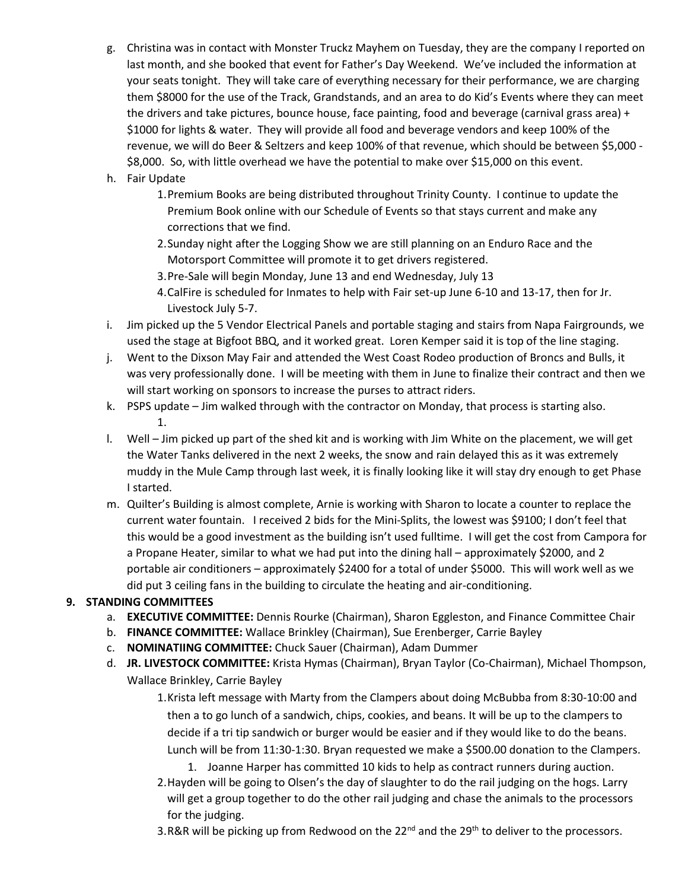g. Christina was in contact with Monster Truckz Mayhem on Tuesday, they are the company I reported on last month, and she booked that event for Father's Day Weekend. We've included the information at your seats tonight. They will take care of everything necessary for their performance, we are charging them $8000 for the use of the Track, Grandstands, and an area to do Kid's Events where they can meet the drivers and take pictures, bounce house, face painting, food and beverage (carnival grass area) + $1000 for lights & water. They will provide all food and beverage vendors and keep 100% of the revenue, we will do Beer & Seltzers and keep 100% of that revenue, which should be between $5,000 - $8,000. So, with little overhead we have the potential to make over $15,000 on this event.

h. Fair Update

   1. Premium Books are being distributed throughout Trinity County. I continue to update the Premium Book online with our Schedule of Events so that stays current and make any corrections that we find.
   2. Sunday night after the Logging Show we are still planning on an Enduro Race and the Motorsport Committee will promote it to get drivers registered.
   3. Pre-Sale will begin Monday, June 13 and end Wednesday, July 13
   4. CalFire is scheduled for Inmates to help with Fair set-up June 6-10 and 13-17, then for Jr. Livestock July 5-7.

i. Jim picked up the 5 Vendor Electrical Panels and portable staging and stairs from Napa Fairgrounds, we used the stage at Bigfoot BBQ, and it worked great. Loren Kemper said it is top of the line staging.

j. Went to the Dixson May Fair and attended the West Coast Rodeo production of Broncs and Bulls, it was very professionally done. I will be meeting with them in June to finalize their contract and then we will start working on sponsors to increase the purses to attract riders.

k. PSPS update – Jim walked through with the contractor on Monday, that process is starting also.

   1.

l. Well – Jim picked up part of the shed kit and is working with Jim White on the placement, we will get the Water Tanks delivered in the next 2 weeks, the snow and rain delayed this as it was extremely muddy in the Mule Camp through last week, it is finally looking like it will stay dry enough to get Phase I started.

m. Quilter's Building is almost complete, Arnie is working with Sharon to locate a counter to replace the current water fountain. I received 2 bids for the Mini-Splits, the lowest was $9100; I don't feel that this would be a good investment as the building isn't used fulltime. I will get the cost from Campora for a Propane Heater, similar to what we had put into the dining hall – approximately $2000, and 2 portable air conditioners – approximately $2400 for a total of under $5000. This will work well as we did put 3 ceiling fans in the building to circulate the heating and air-conditioning.

**9. STANDING COMMITTEES**

a. **EXECUTIVE COMMITTEE:** Dennis Rourke (Chairman), Sharon Eggleston, and Finance Committee Chair

b. **FINANCE COMMITTEE:** Wallace Brinkley (Chairman), Sue Erenberger, Carrie Bayley

c. **NOMINATIING COMMITTEE:** Chuck Sauer (Chairman), Adam Dummer

d. **JR. LIVESTOCK COMMITTEE:** Krista Hymas (Chairman), Bryan Taylor (Co-Chairman), Michael Thompson, Wallace Brinkley, Carrie Bayley

   1. Krista left message with Marty from the Clampers about doing McBubba from 8:30-10:00 and then a to go lunch of a sandwich, chips, cookies, and beans. It will be up to the clampers to decide if a tri tip sandwich or burger would be easier and if they would like to do the beans. Lunch will be from 11:30-1:30. Bryan requested we make a $500.00 donation to the Clampers.
      1. Joanne Harper has committed 10 kids to help as contract runners during auction.
   2. Hayden will be going to Olsen's the day of slaughter to do the rail judging on the hogs. Larry will get a group together to do the other rail judging and chase the animals to the processors for the judging.
   3. R&R will be picking up from Redwood on the 22nd and the 29th to deliver to the processors.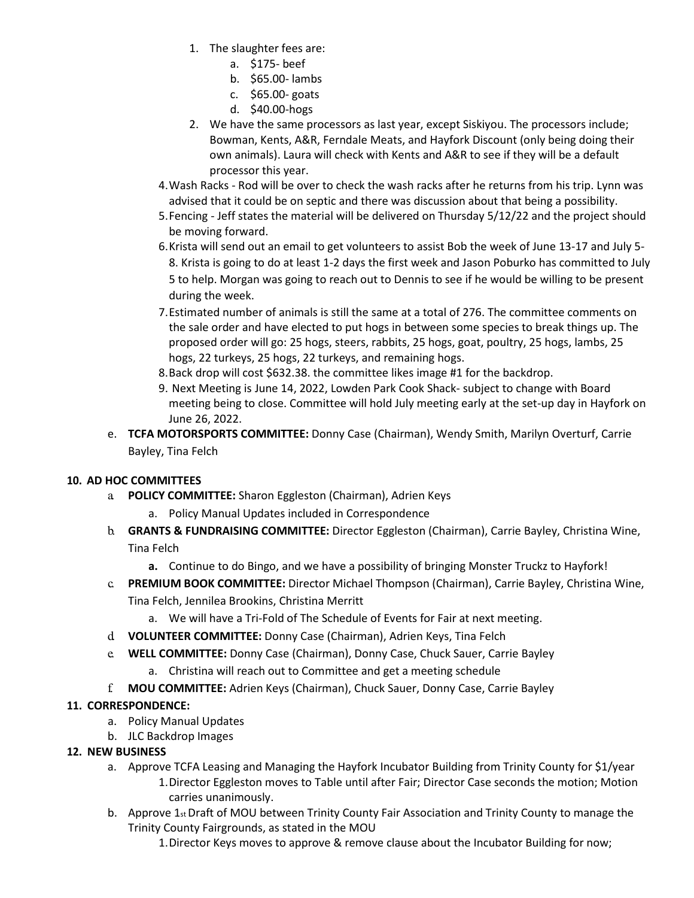1. The slaughter fees are:
    a. $175- beef
    b. $65.00- lambs
    c. $65.00- goats
    d. $40.00-hogs
2. We have the same processors as last year, except Siskiyou. The processors include; Bowman, Kents, A&R, Ferndale Meats, and Hayfork Discount (only being doing their own animals). Laura will check with Kents and A&R to see if they will be a default processor this year.

4. Wash Racks - Rod will be over to check the wash racks after he returns from his trip. Lynn was advised that it could be on septic and there was discussion about that being a possibility.
5. Fencing - Jeff states the material will be delivered on Thursday 5/12/22 and the project should be moving forward.
6. Krista will send out an email to get volunteers to assist Bob the week of June 13-17 and July 5-8. Krista is going to do at least 1-2 days the first week and Jason Poburko has committed to July 5 to help. Morgan was going to reach out to Dennis to see if he would be willing to be present during the week.
7. Estimated number of animals is still the same at a total of 276. The committee comments on the sale order and have elected to put hogs in between some species to break things up. The proposed order will go: 25 hogs, steers, rabbits, 25 hogs, goat, poultry, 25 hogs, lambs, 25 hogs, 22 turkeys, 25 hogs, 22 turkeys, and remaining hogs.
8. Back drop will cost $632.38. the committee likes image #1 for the backdrop.
9. Next Meeting is June 14, 2022, Lowden Park Cook Shack- subject to change with Board meeting being to close. Committee will hold July meeting early at the set-up day in Hayfork on June 26, 2022.

e. **TCFA MOTORSPORTS COMMITTEE:** Donny Case (Chairman), Wendy Smith, Marilyn Overturf, Carrie Bayley, Tina Felch

**10. AD HOC COMMITTEES**

a. **POLICY COMMITTEE:** Sharon Eggleston (Chairman), Adrien Keys
    a. Policy Manual Updates included in Correspondence

b. **GRANTS & FUNDRAISING COMMITTEE:** Director Eggleston (Chairman), Carrie Bayley, Christina Wine, Tina Felch
    **a.** Continue to do Bingo, and we have a possibility of bringing Monster Truckz to Hayfork!

c. **PREMIUM BOOK COMMITTEE:** Director Michael Thompson (Chairman), Carrie Bayley, Christina Wine, Tina Felch, Jennilea Brookins, Christina Merritt
    a. We will have a Tri-Fold of The Schedule of Events for Fair at next meeting.

d. **VOLUNTEER COMMITTEE:** Donny Case (Chairman), Adrien Keys, Tina Felch

e. **WELL COMMITTEE:** Donny Case (Chairman), Donny Case, Chuck Sauer, Carrie Bayley
    a. Christina will reach out to Committee and get a meeting schedule

f. **MOU COMMITTEE:** Adrien Keys (Chairman), Chuck Sauer, Donny Case, Carrie Bayley

**11. CORRESPONDENCE:**

a. Policy Manual Updates
b. JLC Backdrop Images

**12. NEW BUSINESS**

a. Approve TCFA Leasing and Managing the Hayfork Incubator Building from Trinity County for $1/year
    1. Director Eggleston moves to Table until after Fair; Director Case seconds the motion; Motion carries unanimously.

b. Approve 1st Draft of MOU between Trinity County Fair Association and Trinity County to manage the Trinity County Fairgrounds, as stated in the MOU
    1. Director Keys moves to approve & remove clause about the Incubator Building for now;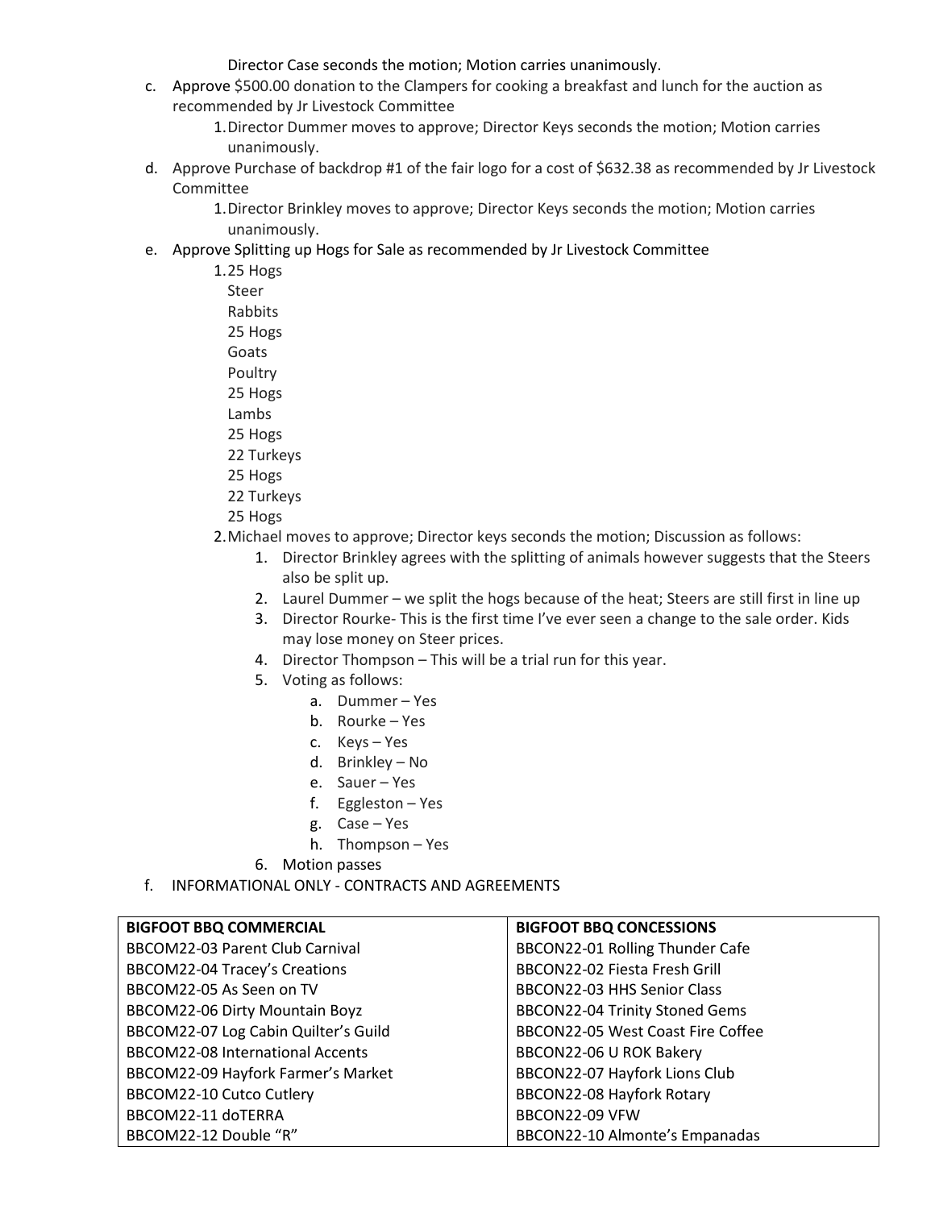Director Case seconds the motion; Motion carries unanimously.

c. Approve $500.00 donation to the Clampers for cooking a breakfast and lunch for the auction as recommended by Jr Livestock Committee
    1. Director Dummer moves to approve; Director Keys seconds the motion; Motion carries unanimously.
d. Approve Purchase of backdrop #1 of the fair logo for a cost of $632.38 as recommended by Jr Livestock Committee
    1. Director Brinkley moves to approve; Director Keys seconds the motion; Motion carries unanimously.
e. Approve Splitting up Hogs for Sale as recommended by Jr Livestock Committee
    1. 25 Hogs  
       Steer  
       Rabbits  
       25 Hogs  
       Goats  
       Poultry  
       25 Hogs  
       Lambs  
       25 Hogs  
       22 Turkeys  
       25 Hogs  
       22 Turkeys  
       25 Hogs
    2. Michael moves to approve; Director keys seconds the motion; Discussion as follows:
        1. Director Brinkley agrees with the splitting of animals however suggests that the Steers also be split up.
        2. Laurel Dummer – we split the hogs because of the heat; Steers are still first in line up
        3. Director Rourke- This is the first time I've ever seen a change to the sale order. Kids may lose money on Steer prices.
        4. Director Thompson – This will be a trial run for this year.
        5. Voting as follows:
            a. Dummer – Yes
            b. Rourke – Yes
            c. Keys – Yes
            d. Brinkley – No
            e. Sauer – Yes
            f. Eggleston – Yes
            g. Case – Yes
            h. Thompson – Yes
        6. Motion passes
f. INFORMATIONAL ONLY - CONTRACTS AND AGREEMENTS

| **BIGFOOT BBQ COMMERCIAL** | **BIGFOOT BBQ CONCESSIONS** |
|---|---|
| BBCOM22-03 Parent Club Carnival | BBCON22-01 Rolling Thunder Cafe |
| BBCOM22-04 Tracey's Creations | BBCON22-02 Fiesta Fresh Grill |
| BBCOM22-05 As Seen on TV | BBCON22-03 HHS Senior Class |
| BBCOM22-06 Dirty Mountain Boyz | BBCON22-04 Trinity Stoned Gems |
| BBCOM22-07 Log Cabin Quilter's Guild | BBCON22-05 West Coast Fire Coffee |
| BBCOM22-08 International Accents | BBCON22-06 U ROK Bakery |
| BBCOM22-09 Hayfork Farmer's Market | BBCON22-07 Hayfork Lions Club |
| BBCOM22-10 Cutco Cutlery | BBCON22-08 Hayfork Rotary |
| BBCOM22-11 doTERRA | BBCON22-09 VFW |
| BBCOM22-12 Double "R" | BBCON22-10 Almonte's Empanadas |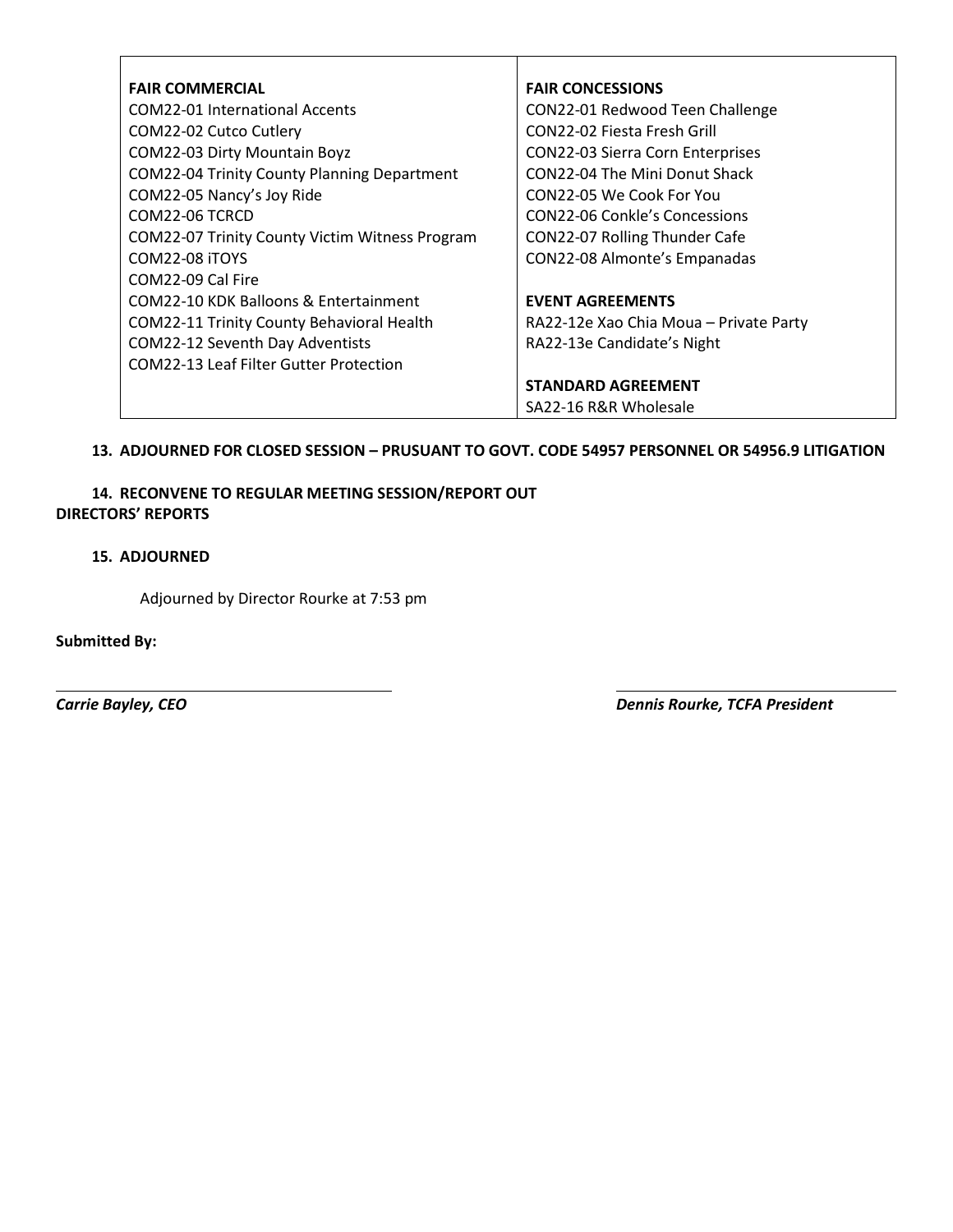| | |
|---|---|
| **FAIR COMMERCIAL** | **FAIR CONCESSIONS** |
| COM22-01 International Accents | CON22-01 Redwood Teen Challenge |
| COM22-02 Cutco Cutlery | CON22-02 Fiesta Fresh Grill |
| COM22-03 Dirty Mountain Boyz | CON22-03 Sierra Corn Enterprises |
| COM22-04 Trinity County Planning Department | CON22-04 The Mini Donut Shack |
| COM22-05 Nancy's Joy Ride | CON22-05 We Cook For You |
| COM22-06 TCRCD | CON22-06 Conkle's Concessions |
| COM22-07 Trinity County Victim Witness Program | CON22-07 Rolling Thunder Cafe |
| COM22-08 iTOYS | CON22-08 Almonte's Empanadas |
| COM22-09 Cal Fire | |
| COM22-10 KDK Balloons & Entertainment | **EVENT AGREEMENTS** |
| COM22-11 Trinity County Behavioral Health | RA22-12e Xao Chia Moua – Private Party |
| COM22-12 Seventh Day Adventists | RA22-13e Candidate's Night |
| COM22-13 Leaf Filter Gutter Protection | |
| | **STANDARD AGREEMENT** |
| | SA22-16 R&R Wholesale |

**13. ADJOURNED FOR CLOSED SESSION – PRUSUANT TO GOVT. CODE 54957 PERSONNEL OR 54956.9 LITIGATION**

**14. RECONVENE TO REGULAR MEETING SESSION/REPORT OUT**

**DIRECTORS' REPORTS**

**15. ADJOURNED**

Adjourned by Director Rourke at 7:53 pm

**Submitted By:**

***Carrie Bayley, CEO*** ***Dennis Rourke, TCFA President***